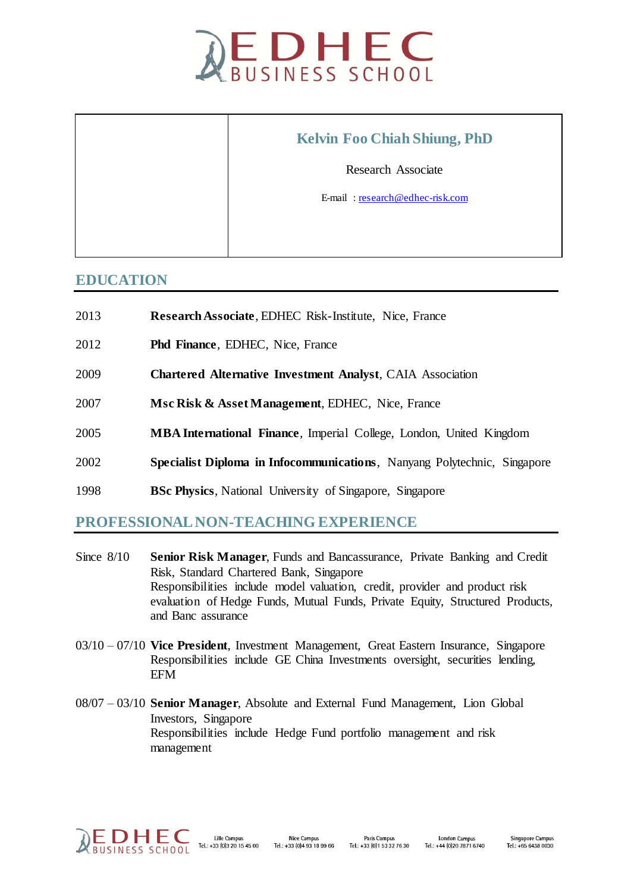# Kelvin Foo Chiah Shiung, PhD

Research Associate

E-mail : research@edhec-risk.com

## EDUCATION

| | |
|---|---|
| 2013 | **Research Associate**, EDHEC Risk-Institute, Nice, France |
| 2012 | **Phd Finance**, EDHEC, Nice, France |
| 2009 | **Chartered Alternative Investment Analyst**, CAIA Association |
| 2007 | **Msc Risk & Asset Management**, EDHEC, Nice, France |
| 2005 | **MBA International Finance**, Imperial College, London, United Kingdom |
| 2002 | **Specialist Diploma in Infocommunications**, Nanyang Polytechnic, Singapore |
| 1998 | **BSc Physics**, National University of Singapore, Singapore |

## PROFESSIONAL NON-TEACHING EXPERIENCE

**Since 8/10** — **Senior Risk Manager**, Funds and Bancassurance, Private Banking and Credit Risk, Standard Chartered Bank, Singapore
Responsibilities include model valuation, credit, provider and product risk evaluation of Hedge Funds, Mutual Funds, Private Equity, Structured Products, and Banc assurance

**03/10 – 07/10** — **Vice President**, Investment Management, Great Eastern Insurance, Singapore
Responsibilities include GE China Investments oversight, securities lending, EFM

**08/07 – 03/10** — **Senior Manager**, Absolute and External Fund Management, Lion Global Investors, Singapore
Responsibilities include Hedge Fund portfolio management and risk management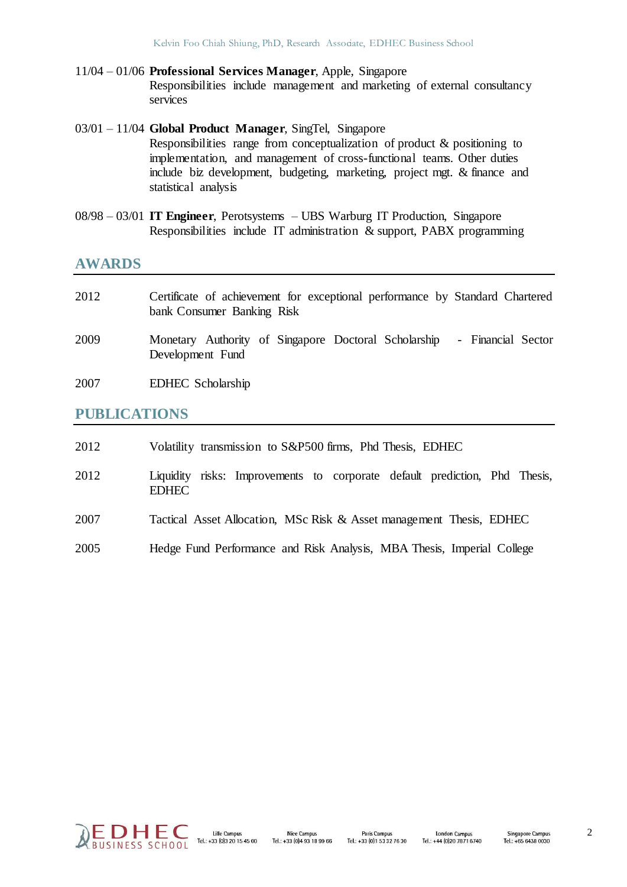11/04 – 01/06 **Professional Services Manager**, Apple, Singapore
Responsibilities include management and marketing of external consultancy services

03/01 – 11/04 **Global Product Manager**, SingTel, Singapore
Responsibilities range from conceptualization of product & positioning to implementation, and management of cross-functional teams. Other duties include biz development, budgeting, marketing, project mgt. & finance and statistical analysis

08/98 – 03/01 **IT Engineer**, Perotsystems – UBS Warburg IT Production, Singapore
Responsibilities include IT administration & support, PABX programming

## AWARDS

2012 Certificate of achievement for exceptional performance by Standard Chartered bank Consumer Banking Risk

2009 Monetary Authority of Singapore Doctoral Scholarship - Financial Sector Development Fund

2007 EDHEC Scholarship

## PUBLICATIONS

2012 Volatility transmission to S&P500 firms, Phd Thesis, EDHEC

2012 Liquidity risks: Improvements to corporate default prediction, Phd Thesis, EDHEC

2007 Tactical Asset Allocation, MSc Risk & Asset management Thesis, EDHEC

2005 Hedge Fund Performance and Risk Analysis, MBA Thesis, Imperial College